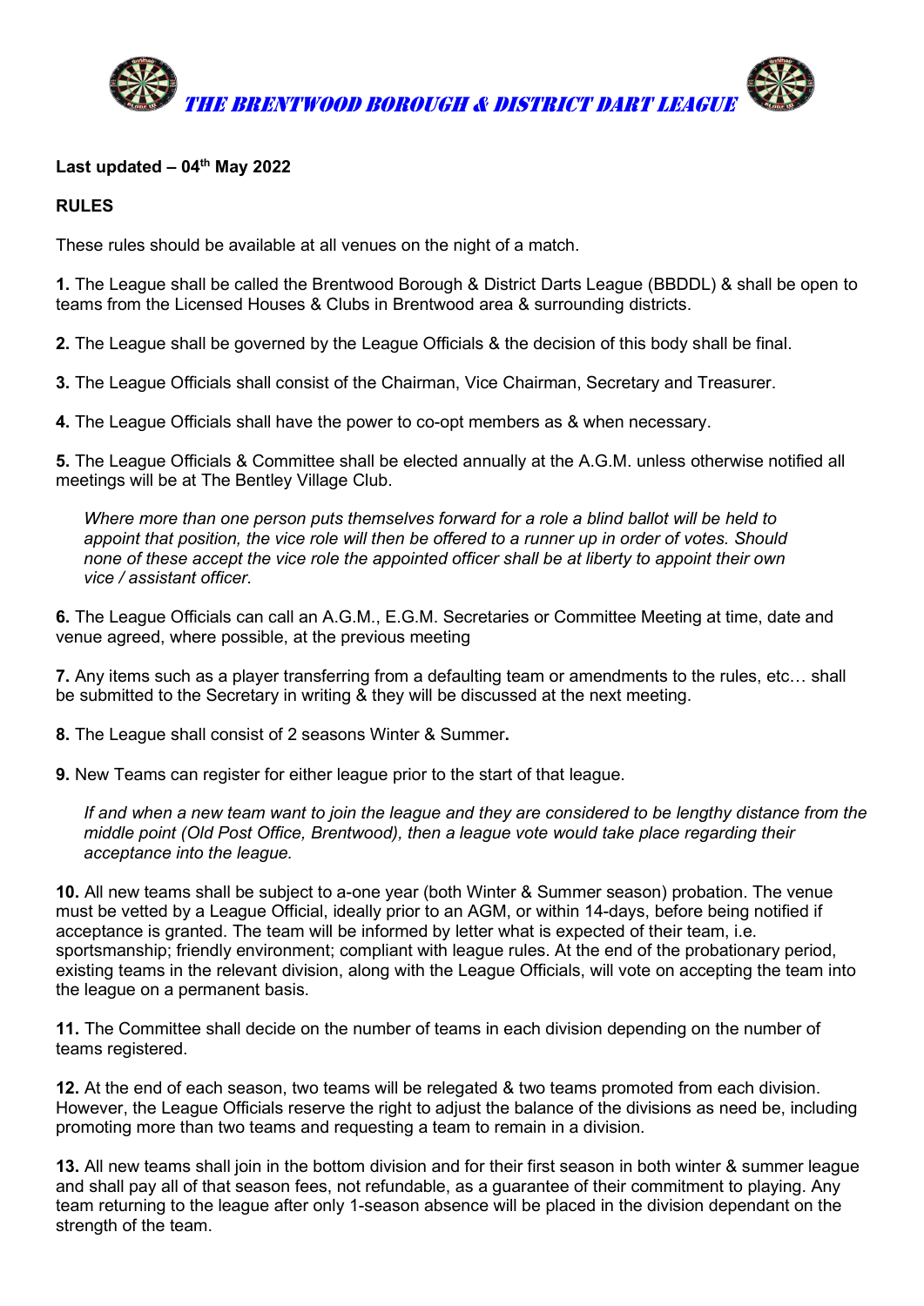# *THE BRENTWOOD BOROUGH & DISTRICT DART LEAGUE*

**Last updated – 04th May 2022**

**RULES**

These rules should be available at all venues on the night of a match.

**1.** The League shall be called the Brentwood Borough & District Darts League (BBDDL) & shall be open to teams from the Licensed Houses & Clubs in Brentwood area & surrounding districts.

**2.** The League shall be governed by the League Officials & the decision of this body shall be final.

**3.** The League Officials shall consist of the Chairman, Vice Chairman, Secretary and Treasurer.

**4.** The League Officials shall have the power to co-opt members as & when necessary.

**5.** The League Officials & Committee shall be elected annually at the A.G.M. unless otherwise notified all meetings will be at The Bentley Village Club.

> *Where more than one person puts themselves forward for a role a blind ballot will be held to appoint that position, the vice role will then be offered to a runner up in order of votes. Should none of these accept the vice role the appointed officer shall be at liberty to appoint their own vice / assistant officer.*

**6.** The League Officials can call an A.G.M., E.G.M. Secretaries or Committee Meeting at time, date and venue agreed, where possible, at the previous meeting

**7.** Any items such as a player transferring from a defaulting team or amendments to the rules, etc… shall be submitted to the Secretary in writing & they will be discussed at the next meeting.

**8.** The League shall consist of 2 seasons Winter & Summer**.**

**9.** New Teams can register for either league prior to the start of that league.

> *If and when a new team want to join the league and they are considered to be lengthy distance from the middle point (Old Post Office, Brentwood), then a league vote would take place regarding their acceptance into the league.*

**10.** All new teams shall be subject to a-one year (both Winter & Summer season) probation. The venue must be vetted by a League Official, ideally prior to an AGM, or within 14-days, before being notified if acceptance is granted. The team will be informed by letter what is expected of their team, i.e. sportsmanship; friendly environment; compliant with league rules. At the end of the probationary period, existing teams in the relevant division, along with the League Officials, will vote on accepting the team into the league on a permanent basis.

**11.** The Committee shall decide on the number of teams in each division depending on the number of teams registered.

**12.** At the end of each season, two teams will be relegated & two teams promoted from each division. However, the League Officials reserve the right to adjust the balance of the divisions as need be, including promoting more than two teams and requesting a team to remain in a division.

**13.** All new teams shall join in the bottom division and for their first season in both winter & summer league and shall pay all of that season fees, not refundable, as a guarantee of their commitment to playing. Any team returning to the league after only 1-season absence will be placed in the division dependant on the strength of the team.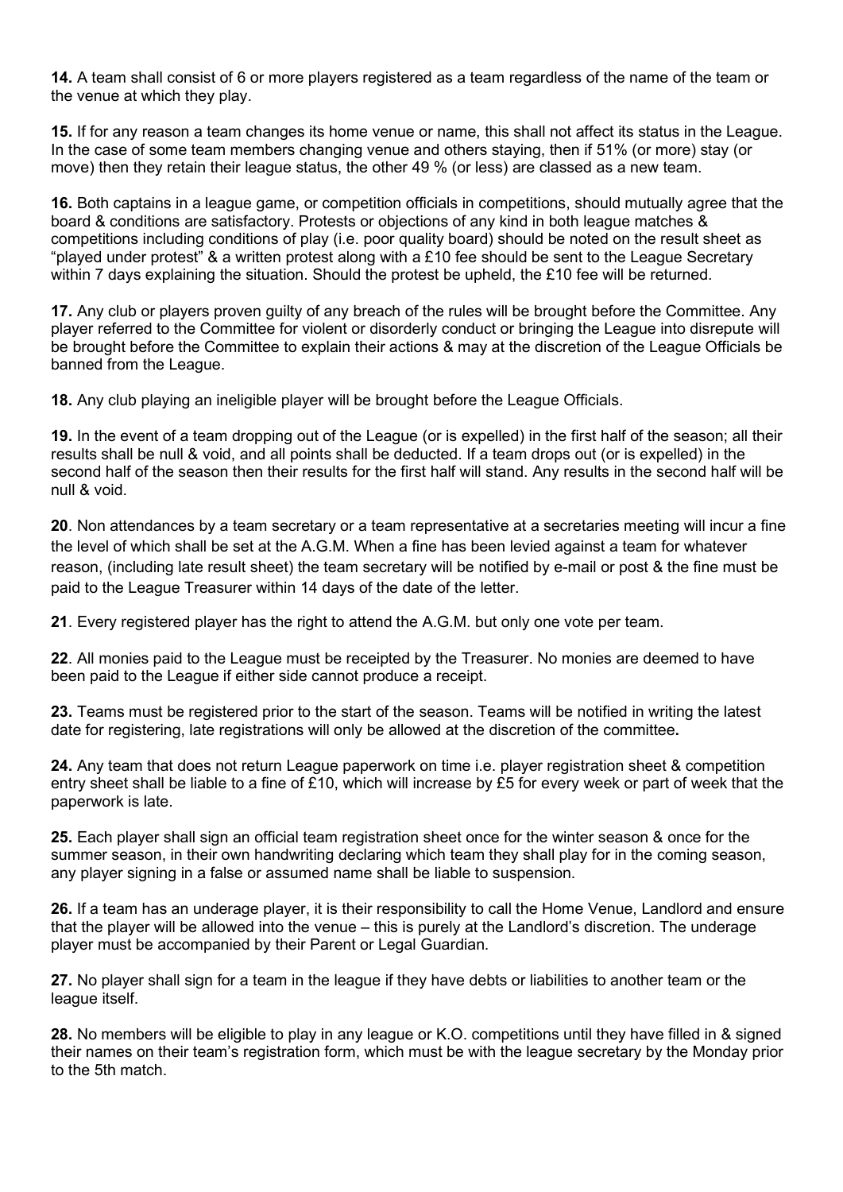**14.** A team shall consist of 6 or more players registered as a team regardless of the name of the team or the venue at which they play.

**15.** If for any reason a team changes its home venue or name, this shall not affect its status in the League. In the case of some team members changing venue and others staying, then if 51% (or more) stay (or move) then they retain their league status, the other 49 % (or less) are classed as a new team.

**16.** Both captains in a league game, or competition officials in competitions, should mutually agree that the board & conditions are satisfactory. Protests or objections of any kind in both league matches & competitions including conditions of play (i.e. poor quality board) should be noted on the result sheet as "played under protest" & a written protest along with a £10 fee should be sent to the League Secretary within 7 days explaining the situation. Should the protest be upheld, the £10 fee will be returned.

**17.** Any club or players proven guilty of any breach of the rules will be brought before the Committee. Any player referred to the Committee for violent or disorderly conduct or bringing the League into disrepute will be brought before the Committee to explain their actions & may at the discretion of the League Officials be banned from the League.

**18.** Any club playing an ineligible player will be brought before the League Officials.

**19.** In the event of a team dropping out of the League (or is expelled) in the first half of the season; all their results shall be null & void, and all points shall be deducted. If a team drops out (or is expelled) in the second half of the season then their results for the first half will stand. Any results in the second half will be null & void.

**20**. Non attendances by a team secretary or a team representative at a secretaries meeting will incur a fine the level of which shall be set at the A.G.M. When a fine has been levied against a team for whatever reason, (including late result sheet) the team secretary will be notified by e-mail or post & the fine must be paid to the League Treasurer within 14 days of the date of the letter.

**21**. Every registered player has the right to attend the A.G.M. but only one vote per team.

**22**. All monies paid to the League must be receipted by the Treasurer. No monies are deemed to have been paid to the League if either side cannot produce a receipt.

**23.** Teams must be registered prior to the start of the season. Teams will be notified in writing the latest date for registering, late registrations will only be allowed at the discretion of the committee**.**

**24.** Any team that does not return League paperwork on time i.e. player registration sheet & competition entry sheet shall be liable to a fine of £10, which will increase by £5 for every week or part of week that the paperwork is late.

**25.** Each player shall sign an official team registration sheet once for the winter season & once for the summer season, in their own handwriting declaring which team they shall play for in the coming season, any player signing in a false or assumed name shall be liable to suspension.

**26.** If a team has an underage player, it is their responsibility to call the Home Venue, Landlord and ensure that the player will be allowed into the venue – this is purely at the Landlord's discretion. The underage player must be accompanied by their Parent or Legal Guardian.

**27.** No player shall sign for a team in the league if they have debts or liabilities to another team or the league itself.

**28.** No members will be eligible to play in any league or K.O. competitions until they have filled in & signed their names on their team's registration form, which must be with the league secretary by the Monday prior to the 5th match.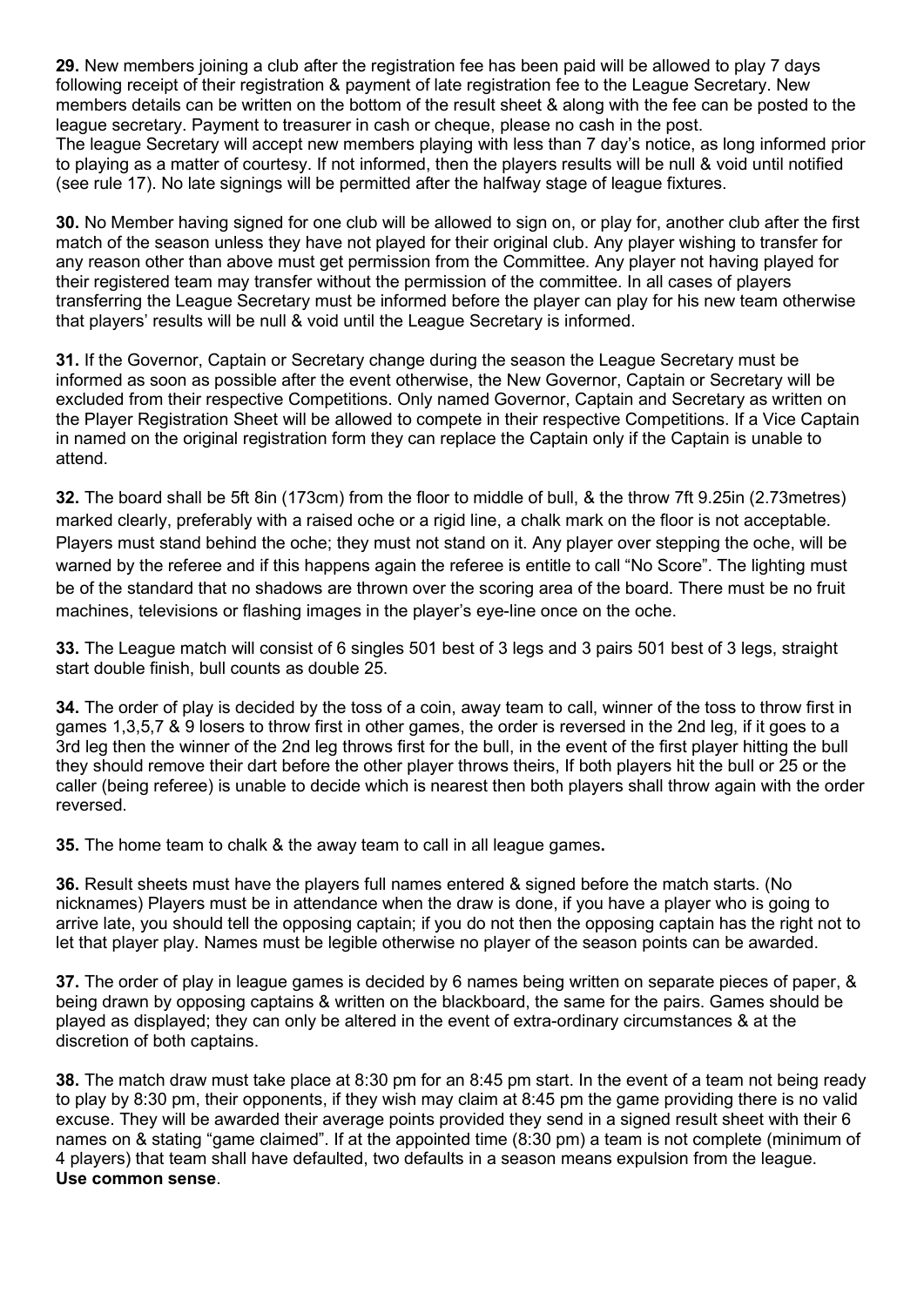**29.** New members joining a club after the registration fee has been paid will be allowed to play 7 days following receipt of their registration & payment of late registration fee to the League Secretary. New members details can be written on the bottom of the result sheet & along with the fee can be posted to the league secretary. Payment to treasurer in cash or cheque, please no cash in the post.
The league Secretary will accept new members playing with less than 7 day's notice, as long informed prior to playing as a matter of courtesy. If not informed, then the players results will be null & void until notified (see rule 17). No late signings will be permitted after the halfway stage of league fixtures.

**30.** No Member having signed for one club will be allowed to sign on, or play for, another club after the first match of the season unless they have not played for their original club. Any player wishing to transfer for any reason other than above must get permission from the Committee. Any player not having played for their registered team may transfer without the permission of the committee. In all cases of players transferring the League Secretary must be informed before the player can play for his new team otherwise that players' results will be null & void until the League Secretary is informed.

**31.** If the Governor, Captain or Secretary change during the season the League Secretary must be informed as soon as possible after the event otherwise, the New Governor, Captain or Secretary will be excluded from their respective Competitions. Only named Governor, Captain and Secretary as written on the Player Registration Sheet will be allowed to compete in their respective Competitions. If a Vice Captain in named on the original registration form they can replace the Captain only if the Captain is unable to attend.

**32.** The board shall be 5ft 8in (173cm) from the floor to middle of bull, & the throw 7ft 9.25in (2.73metres) marked clearly, preferably with a raised oche or a rigid line, a chalk mark on the floor is not acceptable. Players must stand behind the oche; they must not stand on it. Any player over stepping the oche, will be warned by the referee and if this happens again the referee is entitle to call "No Score". The lighting must be of the standard that no shadows are thrown over the scoring area of the board. There must be no fruit machines, televisions or flashing images in the player's eye-line once on the oche.

**33.** The League match will consist of 6 singles 501 best of 3 legs and 3 pairs 501 best of 3 legs, straight start double finish, bull counts as double 25.

**34.** The order of play is decided by the toss of a coin, away team to call, winner of the toss to throw first in games 1,3,5,7 & 9 losers to throw first in other games, the order is reversed in the 2nd leg, if it goes to a 3rd leg then the winner of the 2nd leg throws first for the bull, in the event of the first player hitting the bull they should remove their dart before the other player throws theirs, If both players hit the bull or 25 or the caller (being referee) is unable to decide which is nearest then both players shall throw again with the order reversed.

**35.** The home team to chalk & the away team to call in all league games**.**

**36.** Result sheets must have the players full names entered & signed before the match starts. (No nicknames) Players must be in attendance when the draw is done, if you have a player who is going to arrive late, you should tell the opposing captain; if you do not then the opposing captain has the right not to let that player play. Names must be legible otherwise no player of the season points can be awarded.

**37.** The order of play in league games is decided by 6 names being written on separate pieces of paper, & being drawn by opposing captains & written on the blackboard, the same for the pairs. Games should be played as displayed; they can only be altered in the event of extra-ordinary circumstances & at the discretion of both captains.

**38.** The match draw must take place at 8:30 pm for an 8:45 pm start. In the event of a team not being ready to play by 8:30 pm, their opponents, if they wish may claim at 8:45 pm the game providing there is no valid excuse. They will be awarded their average points provided they send in a signed result sheet with their 6 names on & stating "game claimed". If at the appointed time (8:30 pm) a team is not complete (minimum of 4 players) that team shall have defaulted, two defaults in a season means expulsion from the league.
**Use common sense**.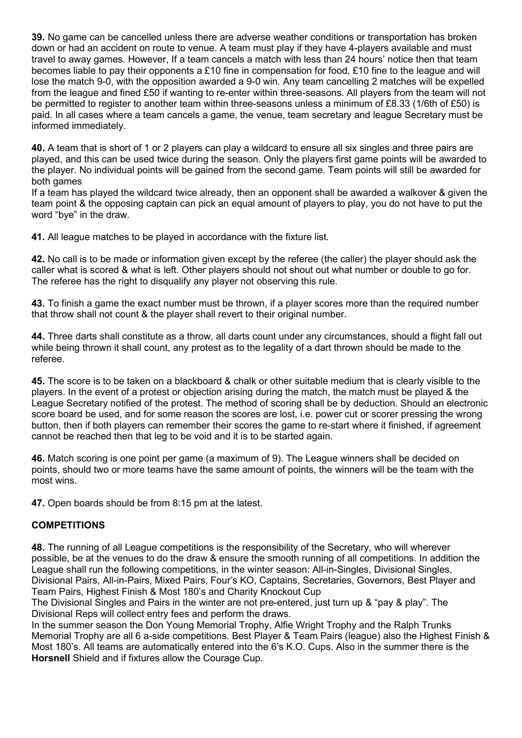**39.** No game can be cancelled unless there are adverse weather conditions or transportation has broken down or had an accident on route to venue. A team must play if they have 4-players available and must travel to away games. However, If a team cancels a match with less than 24 hours' notice then that team becomes liable to pay their opponents a £10 fine in compensation for food, £10 fine to the league and will lose the match 9-0, with the opposition awarded a 9-0 win. Any team cancelling 2 matches will be expelled from the league and fined £50 if wanting to re-enter within three-seasons. All players from the team will not be permitted to register to another team within three-seasons unless a minimum of £8.33 (1/6th of £50) is paid. In all cases where a team cancels a game, the venue, team secretary and league Secretary must be informed immediately.

**40.** A team that is short of 1 or 2 players can play a wildcard to ensure all six singles and three pairs are played, and this can be used twice during the season. Only the players first game points will be awarded to the player. No individual points will be gained from the second game. Team points will still be awarded for both games

If a team has played the wildcard twice already, then an opponent shall be awarded a walkover & given the team point & the opposing captain can pick an equal amount of players to play, you do not have to put the word "bye" in the draw.

**41.** All league matches to be played in accordance with the fixture list.

**42.** No call is to be made or information given except by the referee (the caller) the player should ask the caller what is scored & what is left. Other players should not shout out what number or double to go for. The referee has the right to disqualify any player not observing this rule.

**43.** To finish a game the exact number must be thrown, if a player scores more than the required number that throw shall not count & the player shall revert to their original number.

**44.** Three darts shall constitute as a throw, all darts count under any circumstances, should a flight fall out while being thrown it shall count, any protest as to the legality of a dart thrown should be made to the referee.

**45.** The score is to be taken on a blackboard & chalk or other suitable medium that is clearly visible to the players. In the event of a protest or objection arising during the match, the match must be played & the League Secretary notified of the protest. The method of scoring shall be by deduction. Should an electronic score board be used, and for some reason the scores are lost, i.e. power cut or scorer pressing the wrong button, then if both players can remember their scores the game to re-start where it finished, if agreement cannot be reached then that leg to be void and it is to be started again.

**46.** Match scoring is one point per game (a maximum of 9). The League winners shall be decided on points, should two or more teams have the same amount of points, the winners will be the team with the most wins.

**47.** Open boards should be from 8:15 pm at the latest.

## COMPETITIONS

**48.** The running of all League competitions is the responsibility of the Secretary, who will wherever possible, be at the venues to do the draw & ensure the smooth running of all competitions. In addition the League shall run the following competitions, in the winter season: All-in-Singles, Divisional Singles, Divisional Pairs, All-in-Pairs, Mixed Pairs, Four's KO, Captains, Secretaries, Governors, Best Player and Team Pairs, Highest Finish & Most 180's and Charity Knockout Cup

The Divisional Singles and Pairs in the winter are not pre-entered, just turn up & "pay & play". The Divisional Reps will collect entry fees and perform the draws.

In the summer season the Don Young Memorial Trophy, Alfie Wright Trophy and the Ralph Trunks Memorial Trophy are all 6 a-side competitions. Best Player & Team Pairs (league) also the Highest Finish & Most 180's. All teams are automatically entered into the 6's K.O. Cups. Also in the summer there is the **Horsnell** Shield and if fixtures allow the Courage Cup.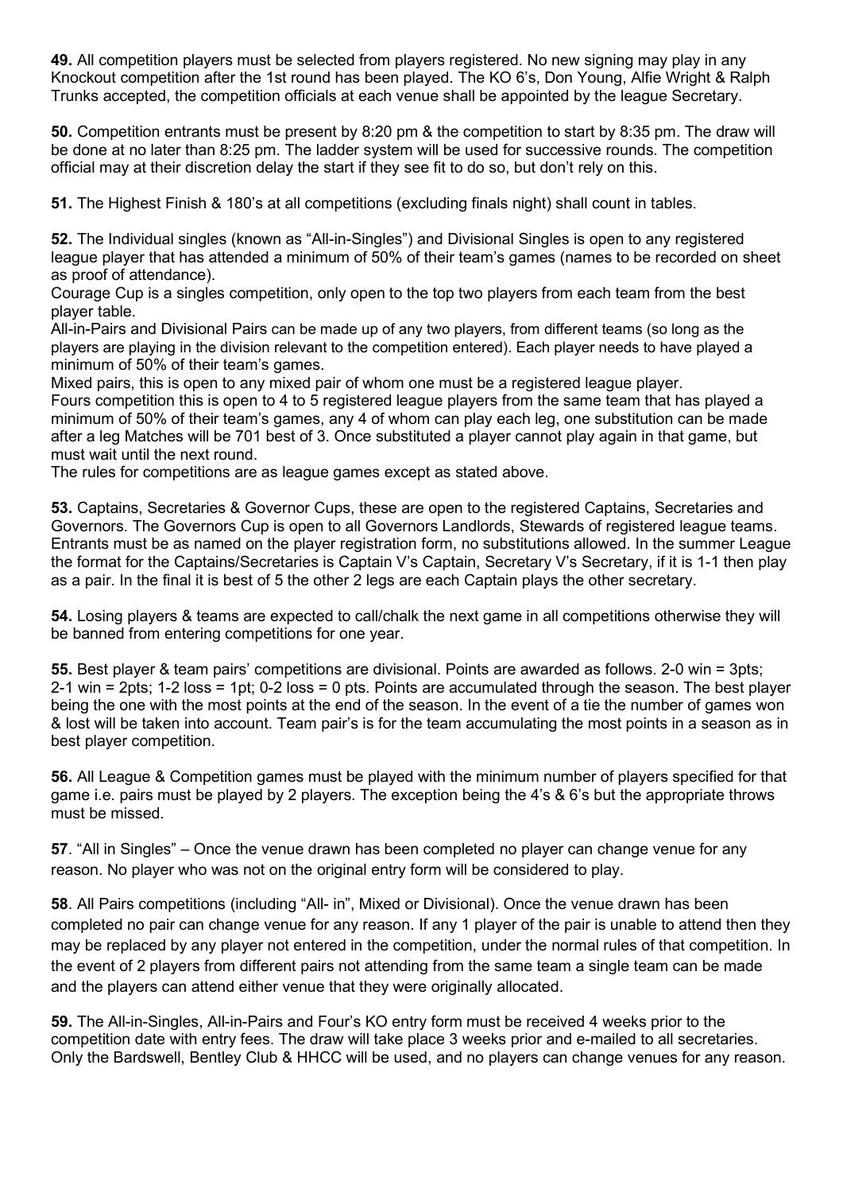**49.** All competition players must be selected from players registered. No new signing may play in any Knockout competition after the 1st round has been played. The KO 6's, Don Young, Alfie Wright & Ralph Trunks accepted, the competition officials at each venue shall be appointed by the league Secretary.

**50.** Competition entrants must be present by 8:20 pm & the competition to start by 8:35 pm. The draw will be done at no later than 8:25 pm. The ladder system will be used for successive rounds. The competition official may at their discretion delay the start if they see fit to do so, but don't rely on this.

**51.** The Highest Finish & 180's at all competitions (excluding finals night) shall count in tables.

**52.** The Individual singles (known as "All-in-Singles") and Divisional Singles is open to any registered league player that has attended a minimum of 50% of their team's games (names to be recorded on sheet as proof of attendance).

Courage Cup is a singles competition, only open to the top two players from each team from the best player table.

All-in-Pairs and Divisional Pairs can be made up of any two players, from different teams (so long as the players are playing in the division relevant to the competition entered). Each player needs to have played a minimum of 50% of their team's games.

Mixed pairs, this is open to any mixed pair of whom one must be a registered league player.

Fours competition this is open to 4 to 5 registered league players from the same team that has played a minimum of 50% of their team's games, any 4 of whom can play each leg, one substitution can be made after a leg Matches will be 701 best of 3. Once substituted a player cannot play again in that game, but must wait until the next round.

The rules for competitions are as league games except as stated above.

**53.** Captains, Secretaries & Governor Cups, these are open to the registered Captains, Secretaries and Governors. The Governors Cup is open to all Governors Landlords, Stewards of registered league teams. Entrants must be as named on the player registration form, no substitutions allowed. In the summer League the format for the Captains/Secretaries is Captain V's Captain, Secretary V's Secretary, if it is 1-1 then play as a pair. In the final it is best of 5 the other 2 legs are each Captain plays the other secretary.

**54.** Losing players & teams are expected to call/chalk the next game in all competitions otherwise they will be banned from entering competitions for one year.

**55.** Best player & team pairs' competitions are divisional. Points are awarded as follows. 2-0 win = 3pts; 2-1 win = 2pts; 1-2 loss = 1pt; 0-2 loss = 0 pts. Points are accumulated through the season. The best player being the one with the most points at the end of the season. In the event of a tie the number of games won & lost will be taken into account. Team pair's is for the team accumulating the most points in a season as in best player competition.

**56.** All League & Competition games must be played with the minimum number of players specified for that game i.e. pairs must be played by 2 players. The exception being the 4's & 6's but the appropriate throws must be missed.

**57**. "All in Singles" – Once the venue drawn has been completed no player can change venue for any reason. No player who was not on the original entry form will be considered to play.

**58**. All Pairs competitions (including "All- in", Mixed or Divisional). Once the venue drawn has been completed no pair can change venue for any reason. If any 1 player of the pair is unable to attend then they may be replaced by any player not entered in the competition, under the normal rules of that competition. In the event of 2 players from different pairs not attending from the same team a single team can be made and the players can attend either venue that they were originally allocated.

**59.** The All-in-Singles, All-in-Pairs and Four's KO entry form must be received 4 weeks prior to the competition date with entry fees. The draw will take place 3 weeks prior and e-mailed to all secretaries. Only the Bardswell, Bentley Club & HHCC will be used, and no players can change venues for any reason.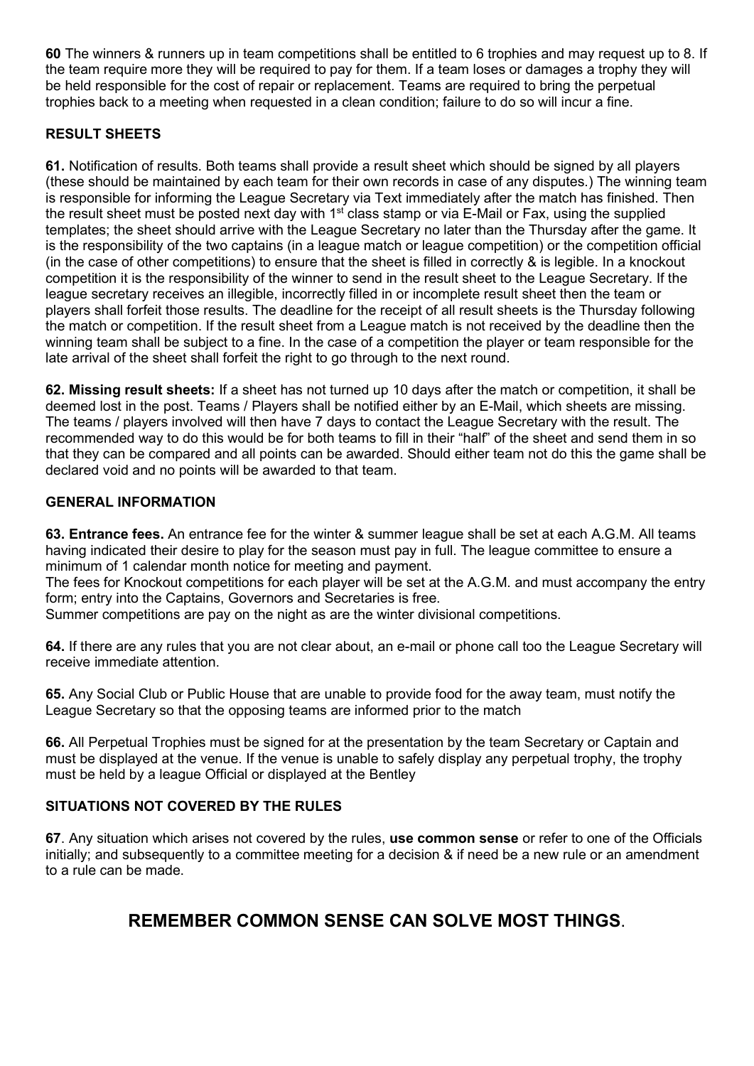**60** The winners & runners up in team competitions shall be entitled to 6 trophies and may request up to 8. If the team require more they will be required to pay for them. If a team loses or damages a trophy they will be held responsible for the cost of repair or replacement. Teams are required to bring the perpetual trophies back to a meeting when requested in a clean condition; failure to do so will incur a fine.

### RESULT SHEETS

**61.** Notification of results. Both teams shall provide a result sheet which should be signed by all players (these should be maintained by each team for their own records in case of any disputes.) The winning team is responsible for informing the League Secretary via Text immediately after the match has finished. Then the result sheet must be posted next day with 1st class stamp or via E-Mail or Fax, using the supplied templates; the sheet should arrive with the League Secretary no later than the Thursday after the game. It is the responsibility of the two captains (in a league match or league competition) or the competition official (in the case of other competitions) to ensure that the sheet is filled in correctly & is legible. In a knockout competition it is the responsibility of the winner to send in the result sheet to the League Secretary. If the league secretary receives an illegible, incorrectly filled in or incomplete result sheet then the team or players shall forfeit those results. The deadline for the receipt of all result sheets is the Thursday following the match or competition. If the result sheet from a League match is not received by the deadline then the winning team shall be subject to a fine. In the case of a competition the player or team responsible for the late arrival of the sheet shall forfeit the right to go through to the next round.

**62. Missing result sheets:** If a sheet has not turned up 10 days after the match or competition, it shall be deemed lost in the post. Teams / Players shall be notified either by an E-Mail, which sheets are missing. The teams / players involved will then have 7 days to contact the League Secretary with the result. The recommended way to do this would be for both teams to fill in their "half" of the sheet and send them in so that they can be compared and all points can be awarded. Should either team not do this the game shall be declared void and no points will be awarded to that team.

### GENERAL INFORMATION

**63. Entrance fees.** An entrance fee for the winter & summer league shall be set at each A.G.M. All teams having indicated their desire to play for the season must pay in full. The league committee to ensure a minimum of 1 calendar month notice for meeting and payment.
The fees for Knockout competitions for each player will be set at the A.G.M. and must accompany the entry form; entry into the Captains, Governors and Secretaries is free.
Summer competitions are pay on the night as are the winter divisional competitions.

**64.** If there are any rules that you are not clear about, an e-mail or phone call too the League Secretary will receive immediate attention.

**65.** Any Social Club or Public House that are unable to provide food for the away team, must notify the League Secretary so that the opposing teams are informed prior to the match

**66.** All Perpetual Trophies must be signed for at the presentation by the team Secretary or Captain and must be displayed at the venue. If the venue is unable to safely display any perpetual trophy, the trophy must be held by a league Official or displayed at the Bentley

### SITUATIONS NOT COVERED BY THE RULES

**67**. Any situation which arises not covered by the rules, **use common sense** or refer to one of the Officials initially; and subsequently to a committee meeting for a decision & if need be a new rule or an amendment to a rule can be made.

## REMEMBER COMMON SENSE CAN SOLVE MOST THINGS.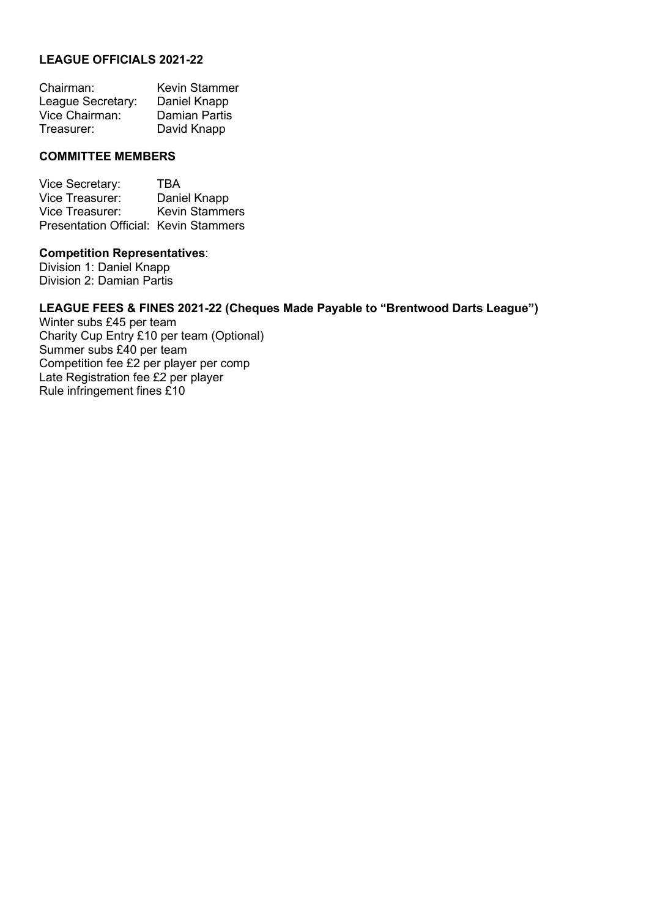**LEAGUE OFFICIALS 2021-22**

| | |
|---|---|
| Chairman: | Kevin Stammer |
| League Secretary: | Daniel Knapp |
| Vice Chairman: | Damian Partis |
| Treasurer: | David Knapp |

**COMMITTEE MEMBERS**

| | |
|---|---|
| Vice Secretary: | TBA |
| Vice Treasurer: | Daniel Knapp |
| Vice Treasurer: | Kevin Stammers |
| Presentation Official: | Kevin Stammers |

**Competition Representatives**:

Division 1: Daniel Knapp
Division 2: Damian Partis

**LEAGUE FEES & FINES 2021-22 (Cheques Made Payable to "Brentwood Darts League")**

Winter subs £45 per team
Charity Cup Entry £10 per team (Optional)
Summer subs £40 per team
Competition fee £2 per player per comp
Late Registration fee £2 per player
Rule infringement fines £10